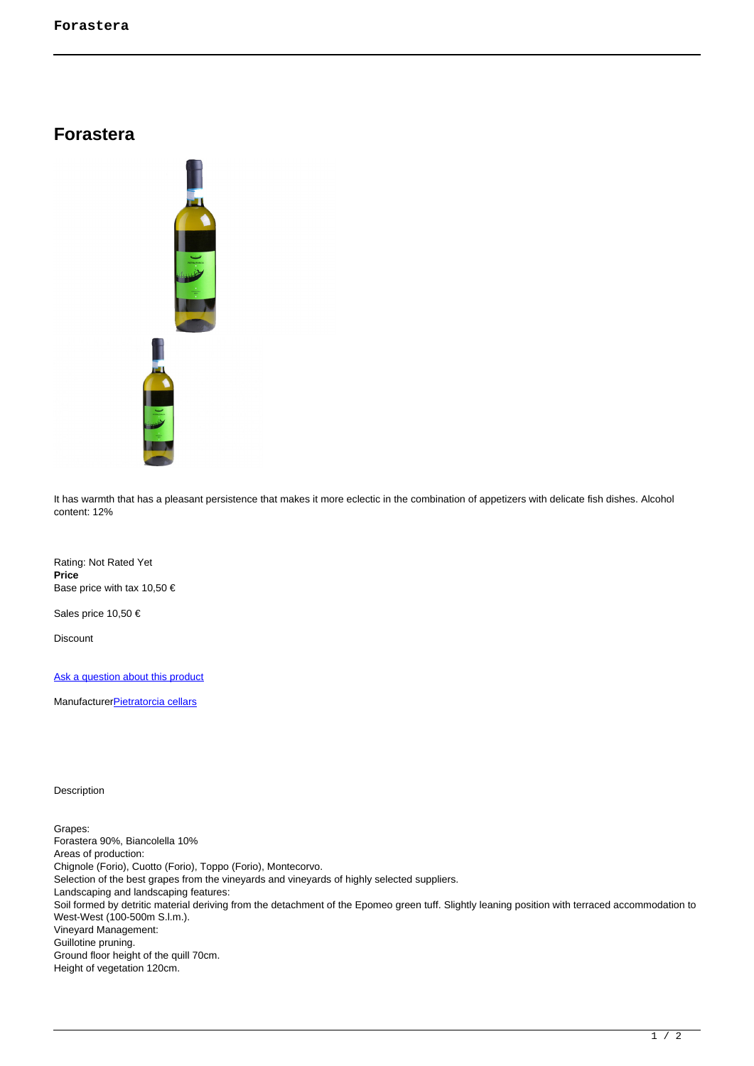# Forastera

It has warmth that has a pleasant persistence that makes it more eclectic in the combination of appetizers with delicate fish dishes. Alcohol content: 12%

Rating: Not Rated Yet
**Price**
Base price with tax 10,50 €

Sales price 10,50 €

Discount

[Ask a question about this product]

Manufacturer[Pietratorcia cellars]

Description

Grapes:
Forastera 90%, Biancolella 10%
Areas of production:
Chignole (Forio), Cuotto (Forio), Toppo (Forio), Montecorvo.
Selection of the best grapes from the vineyards and vineyards of highly selected suppliers.
Landscaping and landscaping features:
Soil formed by detritic material deriving from the detachment of the Epomeo green tuff. Slightly leaning position with terraced accommodation to West-West (100-500m S.l.m.).
Vineyard Management:
Guillotine pruning.
Ground floor height of the quill 70cm.
Height of vegetation 120cm.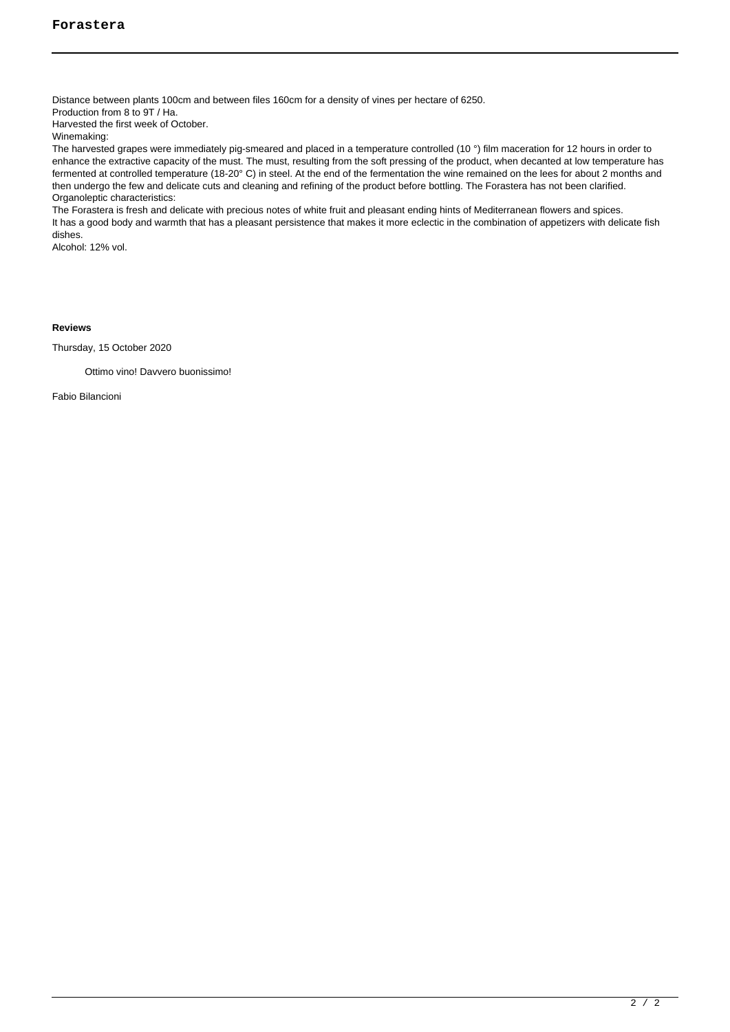Distance between plants 100cm and between files 160cm for a density of vines per hectare of 6250.

Production from 8 to 9T / Ha.

Harvested the first week of October.

Winemaking:

The harvested grapes were immediately pig-smeared and placed in a temperature controlled (10 °) film maceration for 12 hours in order to enhance the extractive capacity of the must. The must, resulting from the soft pressing of the product, when decanted at low temperature has fermented at controlled temperature (18-20° C) in steel. At the end of the fermentation the wine remained on the lees for about 2 months and then undergo the few and delicate cuts and cleaning and refining of the product before bottling. The Forastera has not been clarified.

Organoleptic characteristics:

The Forastera is fresh and delicate with precious notes of white fruit and pleasant ending hints of Mediterranean flowers and spices.

It has a good body and warmth that has a pleasant persistence that makes it more eclectic in the combination of appetizers with delicate fish dishes.

Alcohol: 12% vol.

**Reviews**

Thursday, 15 October 2020

> Ottimo vino! Davvero buonissimo!

Fabio Bilancioni